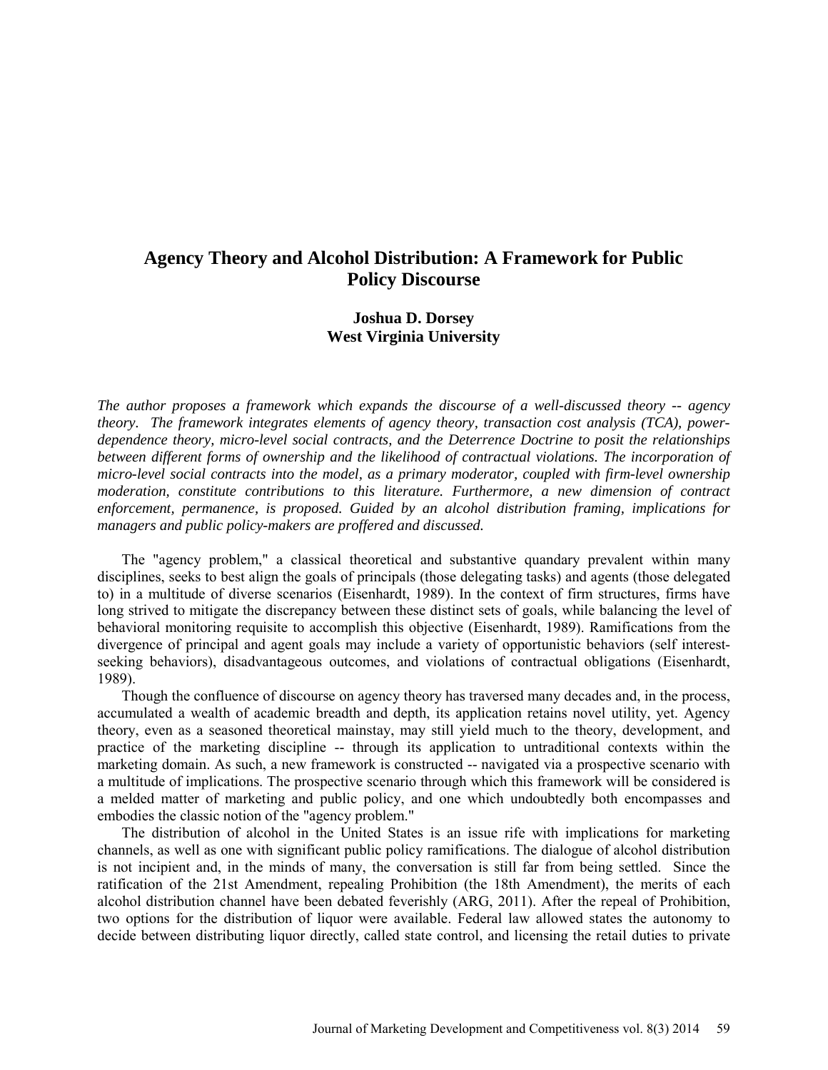# Agency Theory and Alcohol Distribution: A Framework for Public Policy Discourse

**Joshua D. Dorsey**
**West Virginia University**

*The author proposes a framework which expands the discourse of a well-discussed theory -- agency theory. The framework integrates elements of agency theory, transaction cost analysis (TCA), power-dependence theory, micro-level social contracts, and the Deterrence Doctrine to posit the relationships between different forms of ownership and the likelihood of contractual violations. The incorporation of micro-level social contracts into the model, as a primary moderator, coupled with firm-level ownership moderation, constitute contributions to this literature. Furthermore, a new dimension of contract enforcement, permanence, is proposed. Guided by an alcohol distribution framing, implications for managers and public policy-makers are proffered and discussed.*

The "agency problem," a classical theoretical and substantive quandary prevalent within many disciplines, seeks to best align the goals of principals (those delegating tasks) and agents (those delegated to) in a multitude of diverse scenarios (Eisenhardt, 1989). In the context of firm structures, firms have long strived to mitigate the discrepancy between these distinct sets of goals, while balancing the level of behavioral monitoring requisite to accomplish this objective (Eisenhardt, 1989). Ramifications from the divergence of principal and agent goals may include a variety of opportunistic behaviors (self interest-seeking behaviors), disadvantageous outcomes, and violations of contractual obligations (Eisenhardt, 1989).

Though the confluence of discourse on agency theory has traversed many decades and, in the process, accumulated a wealth of academic breadth and depth, its application retains novel utility, yet. Agency theory, even as a seasoned theoretical mainstay, may still yield much to the theory, development, and practice of the marketing discipline -- through its application to untraditional contexts within the marketing domain. As such, a new framework is constructed -- navigated via a prospective scenario with a multitude of implications. The prospective scenario through which this framework will be considered is a melded matter of marketing and public policy, and one which undoubtedly both encompasses and embodies the classic notion of the "agency problem."

The distribution of alcohol in the United States is an issue rife with implications for marketing channels, as well as one with significant public policy ramifications. The dialogue of alcohol distribution is not incipient and, in the minds of many, the conversation is still far from being settled. Since the ratification of the 21st Amendment, repealing Prohibition (the 18th Amendment), the merits of each alcohol distribution channel have been debated feverishly (ARG, 2011). After the repeal of Prohibition, two options for the distribution of liquor were available. Federal law allowed states the autonomy to decide between distributing liquor directly, called state control, and licensing the retail duties to private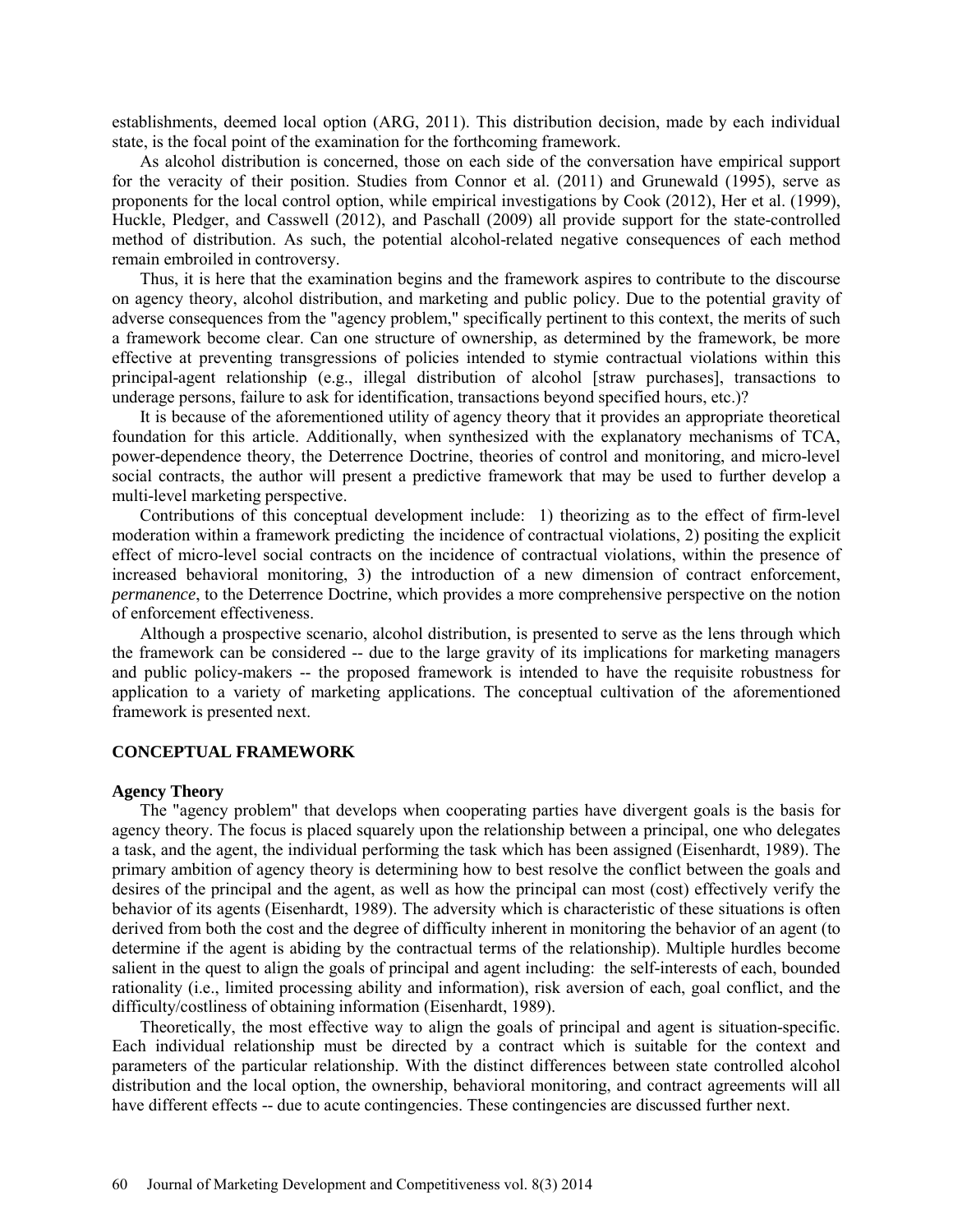establishments, deemed local option (ARG, 2011). This distribution decision, made by each individual state, is the focal point of the examination for the forthcoming framework.

As alcohol distribution is concerned, those on each side of the conversation have empirical support for the veracity of their position. Studies from Connor et al. (2011) and Grunewald (1995), serve as proponents for the local control option, while empirical investigations by Cook (2012), Her et al. (1999), Huckle, Pledger, and Casswell (2012), and Paschall (2009) all provide support for the state-controlled method of distribution. As such, the potential alcohol-related negative consequences of each method remain embroiled in controversy.

Thus, it is here that the examination begins and the framework aspires to contribute to the discourse on agency theory, alcohol distribution, and marketing and public policy. Due to the potential gravity of adverse consequences from the "agency problem," specifically pertinent to this context, the merits of such a framework become clear. Can one structure of ownership, as determined by the framework, be more effective at preventing transgressions of policies intended to stymie contractual violations within this principal-agent relationship (e.g., illegal distribution of alcohol [straw purchases], transactions to underage persons, failure to ask for identification, transactions beyond specified hours, etc.)?

It is because of the aforementioned utility of agency theory that it provides an appropriate theoretical foundation for this article. Additionally, when synthesized with the explanatory mechanisms of TCA, power-dependence theory, the Deterrence Doctrine, theories of control and monitoring, and micro-level social contracts, the author will present a predictive framework that may be used to further develop a multi-level marketing perspective.

Contributions of this conceptual development include: 1) theorizing as to the effect of firm-level moderation within a framework predicting the incidence of contractual violations, 2) positing the explicit effect of micro-level social contracts on the incidence of contractual violations, within the presence of increased behavioral monitoring, 3) the introduction of a new dimension of contract enforcement, *permanence*, to the Deterrence Doctrine, which provides a more comprehensive perspective on the notion of enforcement effectiveness.

Although a prospective scenario, alcohol distribution, is presented to serve as the lens through which the framework can be considered -- due to the large gravity of its implications for marketing managers and public policy-makers -- the proposed framework is intended to have the requisite robustness for application to a variety of marketing applications. The conceptual cultivation of the aforementioned framework is presented next.

## CONCEPTUAL FRAMEWORK

### Agency Theory

The "agency problem" that develops when cooperating parties have divergent goals is the basis for agency theory. The focus is placed squarely upon the relationship between a principal, one who delegates a task, and the agent, the individual performing the task which has been assigned (Eisenhardt, 1989). The primary ambition of agency theory is determining how to best resolve the conflict between the goals and desires of the principal and the agent, as well as how the principal can most (cost) effectively verify the behavior of its agents (Eisenhardt, 1989). The adversity which is characteristic of these situations is often derived from both the cost and the degree of difficulty inherent in monitoring the behavior of an agent (to determine if the agent is abiding by the contractual terms of the relationship). Multiple hurdles become salient in the quest to align the goals of principal and agent including: the self-interests of each, bounded rationality (i.e., limited processing ability and information), risk aversion of each, goal conflict, and the difficulty/costliness of obtaining information (Eisenhardt, 1989).

Theoretically, the most effective way to align the goals of principal and agent is situation-specific. Each individual relationship must be directed by a contract which is suitable for the context and parameters of the particular relationship. With the distinct differences between state controlled alcohol distribution and the local option, the ownership, behavioral monitoring, and contract agreements will all have different effects -- due to acute contingencies. These contingencies are discussed further next.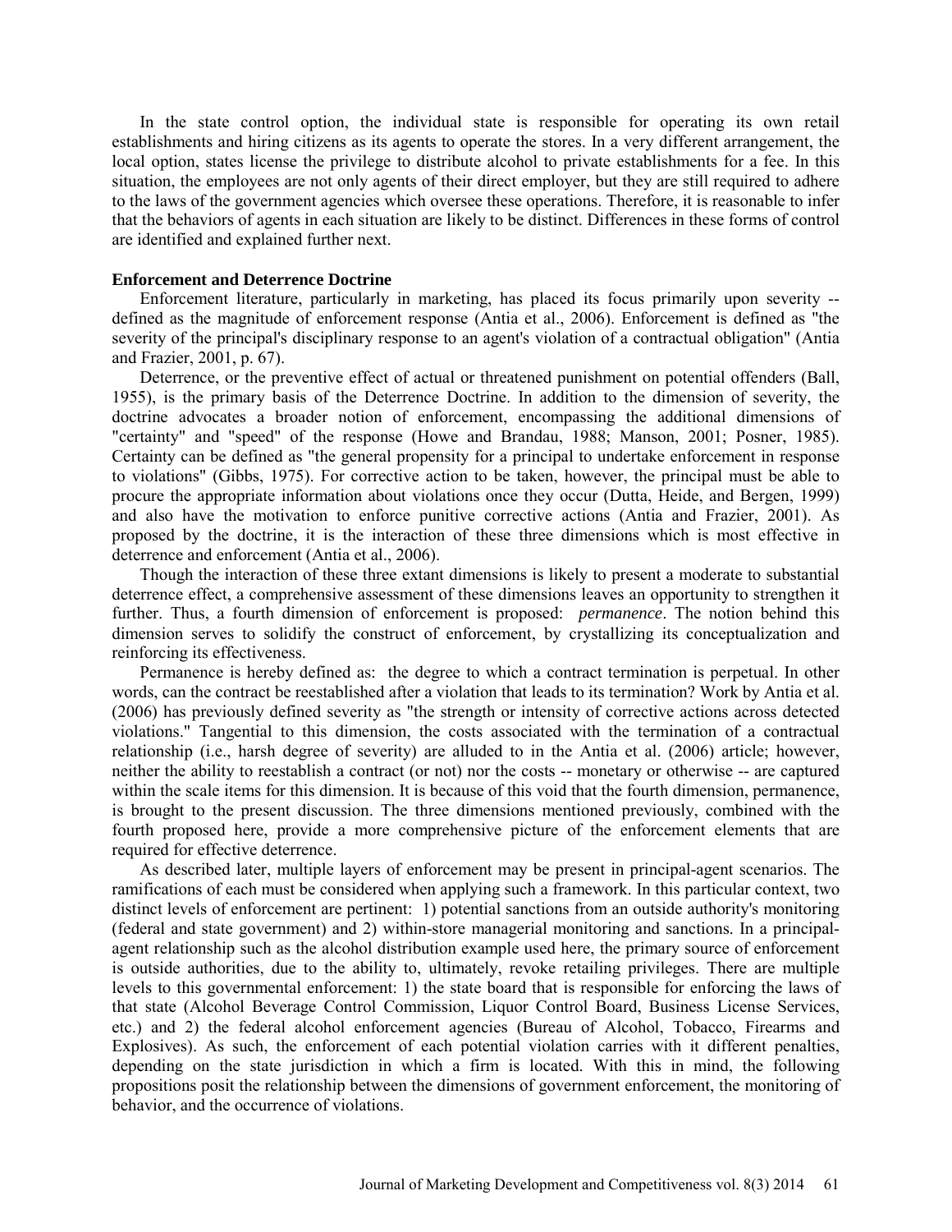In the state control option, the individual state is responsible for operating its own retail establishments and hiring citizens as its agents to operate the stores. In a very different arrangement, the local option, states license the privilege to distribute alcohol to private establishments for a fee. In this situation, the employees are not only agents of their direct employer, but they are still required to adhere to the laws of the government agencies which oversee these operations. Therefore, it is reasonable to infer that the behaviors of agents in each situation are likely to be distinct. Differences in these forms of control are identified and explained further next.

**Enforcement and Deterrence Doctrine**

Enforcement literature, particularly in marketing, has placed its focus primarily upon severity -- defined as the magnitude of enforcement response (Antia et al., 2006). Enforcement is defined as "the severity of the principal's disciplinary response to an agent's violation of a contractual obligation" (Antia and Frazier, 2001, p. 67).

Deterrence, or the preventive effect of actual or threatened punishment on potential offenders (Ball, 1955), is the primary basis of the Deterrence Doctrine. In addition to the dimension of severity, the doctrine advocates a broader notion of enforcement, encompassing the additional dimensions of "certainty" and "speed" of the response (Howe and Brandau, 1988; Manson, 2001; Posner, 1985). Certainty can be defined as "the general propensity for a principal to undertake enforcement in response to violations" (Gibbs, 1975). For corrective action to be taken, however, the principal must be able to procure the appropriate information about violations once they occur (Dutta, Heide, and Bergen, 1999) and also have the motivation to enforce punitive corrective actions (Antia and Frazier, 2001). As proposed by the doctrine, it is the interaction of these three dimensions which is most effective in deterrence and enforcement (Antia et al., 2006).

Though the interaction of these three extant dimensions is likely to present a moderate to substantial deterrence effect, a comprehensive assessment of these dimensions leaves an opportunity to strengthen it further. Thus, a fourth dimension of enforcement is proposed: *permanence*. The notion behind this dimension serves to solidify the construct of enforcement, by crystallizing its conceptualization and reinforcing its effectiveness.

Permanence is hereby defined as: the degree to which a contract termination is perpetual. In other words, can the contract be reestablished after a violation that leads to its termination? Work by Antia et al. (2006) has previously defined severity as "the strength or intensity of corrective actions across detected violations." Tangential to this dimension, the costs associated with the termination of a contractual relationship (i.e., harsh degree of severity) are alluded to in the Antia et al. (2006) article; however, neither the ability to reestablish a contract (or not) nor the costs -- monetary or otherwise -- are captured within the scale items for this dimension. It is because of this void that the fourth dimension, permanence, is brought to the present discussion. The three dimensions mentioned previously, combined with the fourth proposed here, provide a more comprehensive picture of the enforcement elements that are required for effective deterrence.

As described later, multiple layers of enforcement may be present in principal-agent scenarios. The ramifications of each must be considered when applying such a framework. In this particular context, two distinct levels of enforcement are pertinent: 1) potential sanctions from an outside authority's monitoring (federal and state government) and 2) within-store managerial monitoring and sanctions. In a principal-agent relationship such as the alcohol distribution example used here, the primary source of enforcement is outside authorities, due to the ability to, ultimately, revoke retailing privileges. There are multiple levels to this governmental enforcement: 1) the state board that is responsible for enforcing the laws of that state (Alcohol Beverage Control Commission, Liquor Control Board, Business License Services, etc.) and 2) the federal alcohol enforcement agencies (Bureau of Alcohol, Tobacco, Firearms and Explosives). As such, the enforcement of each potential violation carries with it different penalties, depending on the state jurisdiction in which a firm is located. With this in mind, the following propositions posit the relationship between the dimensions of government enforcement, the monitoring of behavior, and the occurrence of violations.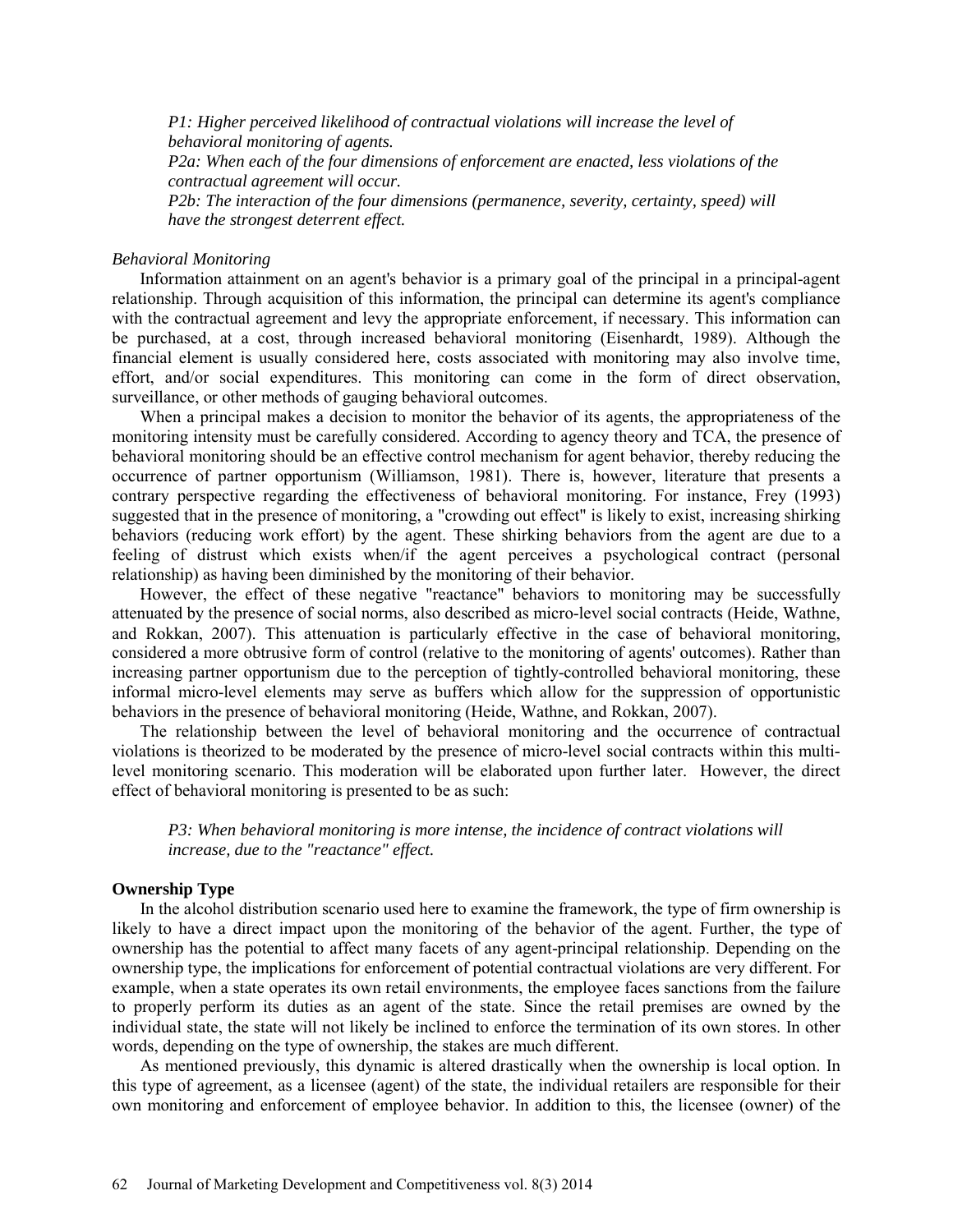*P1: Higher perceived likelihood of contractual violations will increase the level of behavioral monitoring of agents.*

*P2a: When each of the four dimensions of enforcement are enacted, less violations of the contractual agreement will occur.*

*P2b: The interaction of the four dimensions (permanence, severity, certainty, speed) will have the strongest deterrent effect.*

*Behavioral Monitoring*

Information attainment on an agent's behavior is a primary goal of the principal in a principal-agent relationship. Through acquisition of this information, the principal can determine its agent's compliance with the contractual agreement and levy the appropriate enforcement, if necessary. This information can be purchased, at a cost, through increased behavioral monitoring (Eisenhardt, 1989). Although the financial element is usually considered here, costs associated with monitoring may also involve time, effort, and/or social expenditures. This monitoring can come in the form of direct observation, surveillance, or other methods of gauging behavioral outcomes.

When a principal makes a decision to monitor the behavior of its agents, the appropriateness of the monitoring intensity must be carefully considered. According to agency theory and TCA, the presence of behavioral monitoring should be an effective control mechanism for agent behavior, thereby reducing the occurrence of partner opportunism (Williamson, 1981). There is, however, literature that presents a contrary perspective regarding the effectiveness of behavioral monitoring. For instance, Frey (1993) suggested that in the presence of monitoring, a "crowding out effect" is likely to exist, increasing shirking behaviors (reducing work effort) by the agent. These shirking behaviors from the agent are due to a feeling of distrust which exists when/if the agent perceives a psychological contract (personal relationship) as having been diminished by the monitoring of their behavior.

However, the effect of these negative "reactance" behaviors to monitoring may be successfully attenuated by the presence of social norms, also described as micro-level social contracts (Heide, Wathne, and Rokkan, 2007). This attenuation is particularly effective in the case of behavioral monitoring, considered a more obtrusive form of control (relative to the monitoring of agents' outcomes). Rather than increasing partner opportunism due to the perception of tightly-controlled behavioral monitoring, these informal micro-level elements may serve as buffers which allow for the suppression of opportunistic behaviors in the presence of behavioral monitoring (Heide, Wathne, and Rokkan, 2007).

The relationship between the level of behavioral monitoring and the occurrence of contractual violations is theorized to be moderated by the presence of micro-level social contracts within this multi-level monitoring scenario. This moderation will be elaborated upon further later. However, the direct effect of behavioral monitoring is presented to be as such:

*P3: When behavioral monitoring is more intense, the incidence of contract violations will increase, due to the "reactance" effect.*

**Ownership Type**

In the alcohol distribution scenario used here to examine the framework, the type of firm ownership is likely to have a direct impact upon the monitoring of the behavior of the agent. Further, the type of ownership has the potential to affect many facets of any agent-principal relationship. Depending on the ownership type, the implications for enforcement of potential contractual violations are very different. For example, when a state operates its own retail environments, the employee faces sanctions from the failure to properly perform its duties as an agent of the state. Since the retail premises are owned by the individual state, the state will not likely be inclined to enforce the termination of its own stores. In other words, depending on the type of ownership, the stakes are much different.

As mentioned previously, this dynamic is altered drastically when the ownership is local option. In this type of agreement, as a licensee (agent) of the state, the individual retailers are responsible for their own monitoring and enforcement of employee behavior. In addition to this, the licensee (owner) of the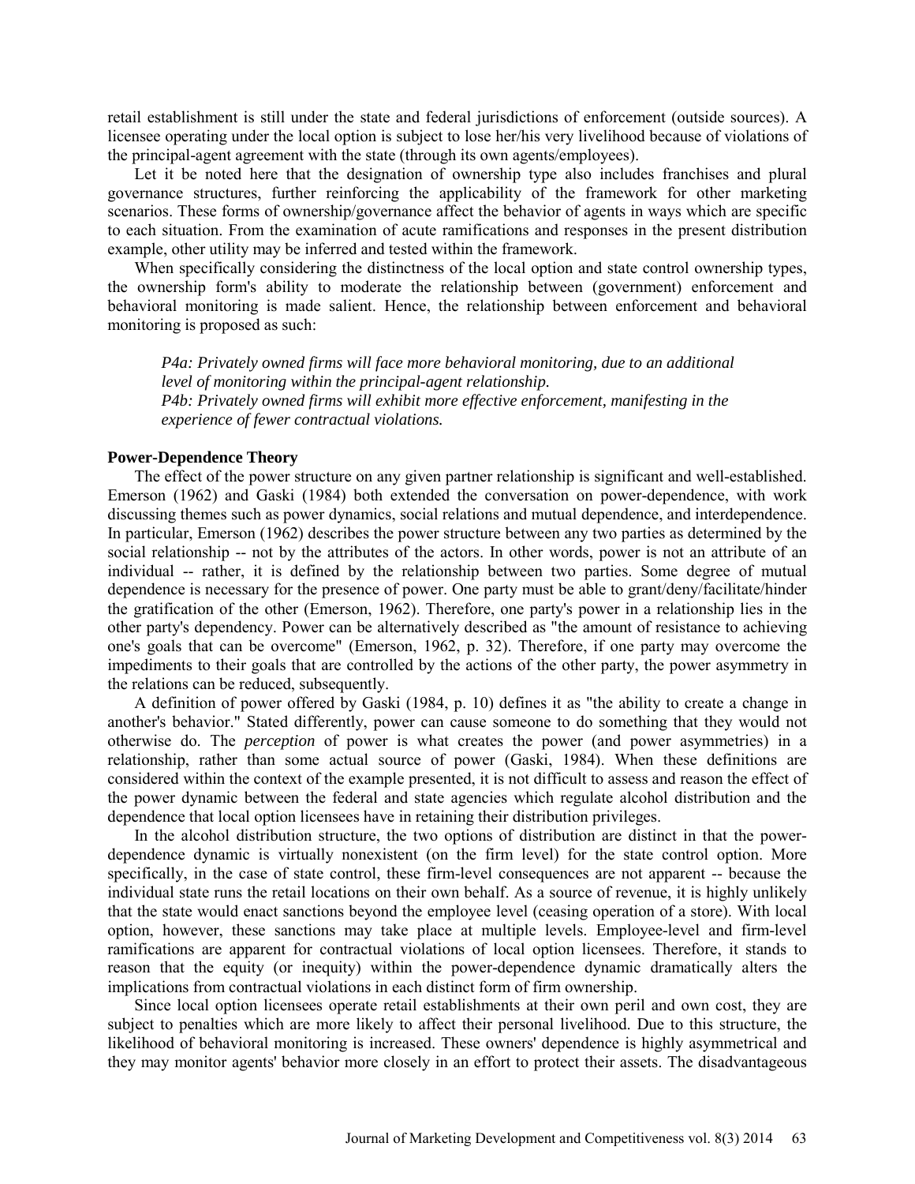retail establishment is still under the state and federal jurisdictions of enforcement (outside sources). A licensee operating under the local option is subject to lose her/his very livelihood because of violations of the principal-agent agreement with the state (through its own agents/employees).

Let it be noted here that the designation of ownership type also includes franchises and plural governance structures, further reinforcing the applicability of the framework for other marketing scenarios. These forms of ownership/governance affect the behavior of agents in ways which are specific to each situation. From the examination of acute ramifications and responses in the present distribution example, other utility may be inferred and tested within the framework.

When specifically considering the distinctness of the local option and state control ownership types, the ownership form's ability to moderate the relationship between (government) enforcement and behavioral monitoring is made salient. Hence, the relationship between enforcement and behavioral monitoring is proposed as such:

> *P4a: Privately owned firms will face more behavioral monitoring, due to an additional level of monitoring within the principal-agent relationship.*
> *P4b: Privately owned firms will exhibit more effective enforcement, manifesting in the experience of fewer contractual violations.*

**Power-Dependence Theory**

The effect of the power structure on any given partner relationship is significant and well-established. Emerson (1962) and Gaski (1984) both extended the conversation on power-dependence, with work discussing themes such as power dynamics, social relations and mutual dependence, and interdependence. In particular, Emerson (1962) describes the power structure between any two parties as determined by the social relationship -- not by the attributes of the actors. In other words, power is not an attribute of an individual -- rather, it is defined by the relationship between two parties. Some degree of mutual dependence is necessary for the presence of power. One party must be able to grant/deny/facilitate/hinder the gratification of the other (Emerson, 1962). Therefore, one party's power in a relationship lies in the other party's dependency. Power can be alternatively described as "the amount of resistance to achieving one's goals that can be overcome" (Emerson, 1962, p. 32). Therefore, if one party may overcome the impediments to their goals that are controlled by the actions of the other party, the power asymmetry in the relations can be reduced, subsequently.

A definition of power offered by Gaski (1984, p. 10) defines it as "the ability to create a change in another's behavior." Stated differently, power can cause someone to do something that they would not otherwise do. The *perception* of power is what creates the power (and power asymmetries) in a relationship, rather than some actual source of power (Gaski, 1984). When these definitions are considered within the context of the example presented, it is not difficult to assess and reason the effect of the power dynamic between the federal and state agencies which regulate alcohol distribution and the dependence that local option licensees have in retaining their distribution privileges.

In the alcohol distribution structure, the two options of distribution are distinct in that the power-dependence dynamic is virtually nonexistent (on the firm level) for the state control option. More specifically, in the case of state control, these firm-level consequences are not apparent -- because the individual state runs the retail locations on their own behalf. As a source of revenue, it is highly unlikely that the state would enact sanctions beyond the employee level (ceasing operation of a store). With local option, however, these sanctions may take place at multiple levels. Employee-level and firm-level ramifications are apparent for contractual violations of local option licensees. Therefore, it stands to reason that the equity (or inequity) within the power-dependence dynamic dramatically alters the implications from contractual violations in each distinct form of firm ownership.

Since local option licensees operate retail establishments at their own peril and own cost, they are subject to penalties which are more likely to affect their personal livelihood. Due to this structure, the likelihood of behavioral monitoring is increased. These owners' dependence is highly asymmetrical and they may monitor agents' behavior more closely in an effort to protect their assets. The disadvantageous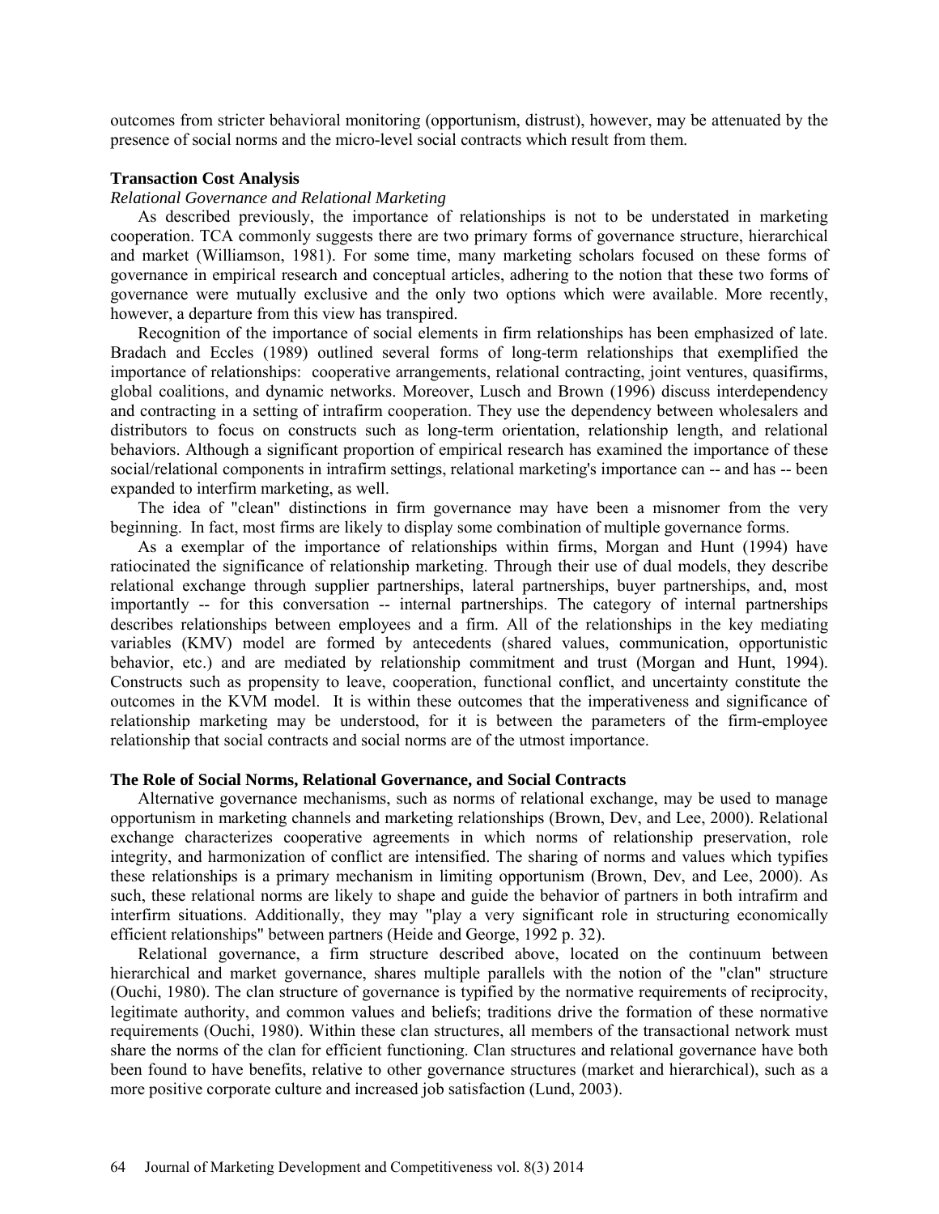outcomes from stricter behavioral monitoring (opportunism, distrust), however, may be attenuated by the presence of social norms and the micro-level social contracts which result from them.

## Transaction Cost Analysis

### *Relational Governance and Relational Marketing*

As described previously, the importance of relationships is not to be understated in marketing cooperation. TCA commonly suggests there are two primary forms of governance structure, hierarchical and market (Williamson, 1981). For some time, many marketing scholars focused on these forms of governance in empirical research and conceptual articles, adhering to the notion that these two forms of governance were mutually exclusive and the only two options which were available. More recently, however, a departure from this view has transpired.

Recognition of the importance of social elements in firm relationships has been emphasized of late. Bradach and Eccles (1989) outlined several forms of long-term relationships that exemplified the importance of relationships: cooperative arrangements, relational contracting, joint ventures, quasifirms, global coalitions, and dynamic networks. Moreover, Lusch and Brown (1996) discuss interdependency and contracting in a setting of intrafirm cooperation. They use the dependency between wholesalers and distributors to focus on constructs such as long-term orientation, relationship length, and relational behaviors. Although a significant proportion of empirical research has examined the importance of these social/relational components in intrafirm settings, relational marketing's importance can -- and has -- been expanded to interfirm marketing, as well.

The idea of "clean" distinctions in firm governance may have been a misnomer from the very beginning. In fact, most firms are likely to display some combination of multiple governance forms.

As a exemplar of the importance of relationships within firms, Morgan and Hunt (1994) have ratiocinated the significance of relationship marketing. Through their use of dual models, they describe relational exchange through supplier partnerships, lateral partnerships, buyer partnerships, and, most importantly -- for this conversation -- internal partnerships. The category of internal partnerships describes relationships between employees and a firm. All of the relationships in the key mediating variables (KMV) model are formed by antecedents (shared values, communication, opportunistic behavior, etc.) and are mediated by relationship commitment and trust (Morgan and Hunt, 1994). Constructs such as propensity to leave, cooperation, functional conflict, and uncertainty constitute the outcomes in the KVM model. It is within these outcomes that the imperativeness and significance of relationship marketing may be understood, for it is between the parameters of the firm-employee relationship that social contracts and social norms are of the utmost importance.

## The Role of Social Norms, Relational Governance, and Social Contracts

Alternative governance mechanisms, such as norms of relational exchange, may be used to manage opportunism in marketing channels and marketing relationships (Brown, Dev, and Lee, 2000). Relational exchange characterizes cooperative agreements in which norms of relationship preservation, role integrity, and harmonization of conflict are intensified. The sharing of norms and values which typifies these relationships is a primary mechanism in limiting opportunism (Brown, Dev, and Lee, 2000). As such, these relational norms are likely to shape and guide the behavior of partners in both intrafirm and interfirm situations. Additionally, they may "play a very significant role in structuring economically efficient relationships" between partners (Heide and George, 1992 p. 32).

Relational governance, a firm structure described above, located on the continuum between hierarchical and market governance, shares multiple parallels with the notion of the "clan" structure (Ouchi, 1980). The clan structure of governance is typified by the normative requirements of reciprocity, legitimate authority, and common values and beliefs; traditions drive the formation of these normative requirements (Ouchi, 1980). Within these clan structures, all members of the transactional network must share the norms of the clan for efficient functioning. Clan structures and relational governance have both been found to have benefits, relative to other governance structures (market and hierarchical), such as a more positive corporate culture and increased job satisfaction (Lund, 2003).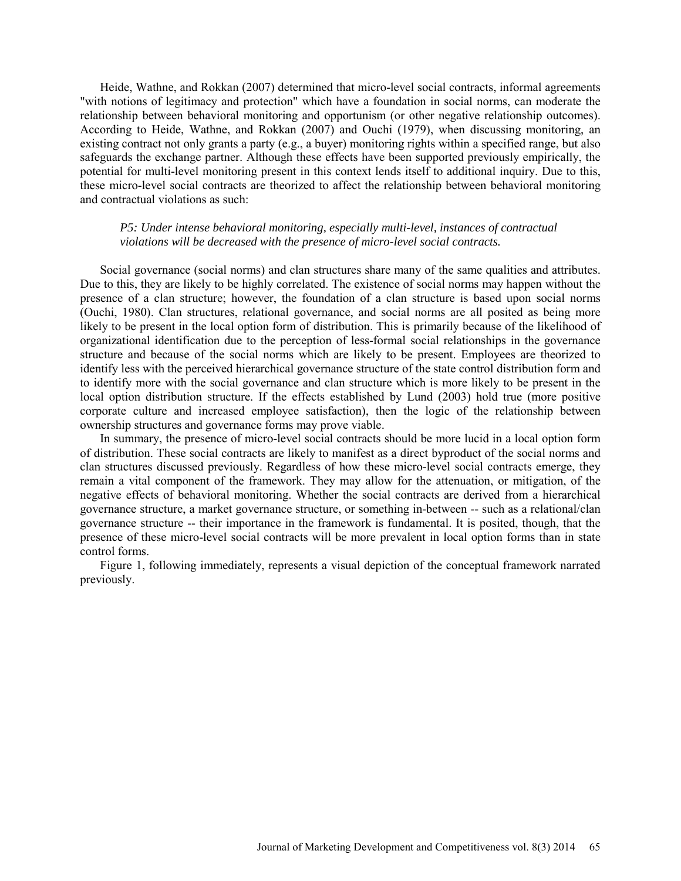Heide, Wathne, and Rokkan (2007) determined that micro-level social contracts, informal agreements "with notions of legitimacy and protection" which have a foundation in social norms, can moderate the relationship between behavioral monitoring and opportunism (or other negative relationship outcomes). According to Heide, Wathne, and Rokkan (2007) and Ouchi (1979), when discussing monitoring, an existing contract not only grants a party (e.g., a buyer) monitoring rights within a specified range, but also safeguards the exchange partner. Although these effects have been supported previously empirically, the potential for multi-level monitoring present in this context lends itself to additional inquiry. Due to this, these micro-level social contracts are theorized to affect the relationship between behavioral monitoring and contractual violations as such:

> *P5: Under intense behavioral monitoring, especially multi-level, instances of contractual violations will be decreased with the presence of micro-level social contracts.*

Social governance (social norms) and clan structures share many of the same qualities and attributes. Due to this, they are likely to be highly correlated. The existence of social norms may happen without the presence of a clan structure; however, the foundation of a clan structure is based upon social norms (Ouchi, 1980). Clan structures, relational governance, and social norms are all posited as being more likely to be present in the local option form of distribution. This is primarily because of the likelihood of organizational identification due to the perception of less-formal social relationships in the governance structure and because of the social norms which are likely to be present. Employees are theorized to identify less with the perceived hierarchical governance structure of the state control distribution form and to identify more with the social governance and clan structure which is more likely to be present in the local option distribution structure. If the effects established by Lund (2003) hold true (more positive corporate culture and increased employee satisfaction), then the logic of the relationship between ownership structures and governance forms may prove viable.

In summary, the presence of micro-level social contracts should be more lucid in a local option form of distribution. These social contracts are likely to manifest as a direct byproduct of the social norms and clan structures discussed previously. Regardless of how these micro-level social contracts emerge, they remain a vital component of the framework. They may allow for the attenuation, or mitigation, of the negative effects of behavioral monitoring. Whether the social contracts are derived from a hierarchical governance structure, a market governance structure, or something in-between -- such as a relational/clan governance structure -- their importance in the framework is fundamental. It is posited, though, that the presence of these micro-level social contracts will be more prevalent in local option forms than in state control forms.

Figure 1, following immediately, represents a visual depiction of the conceptual framework narrated previously.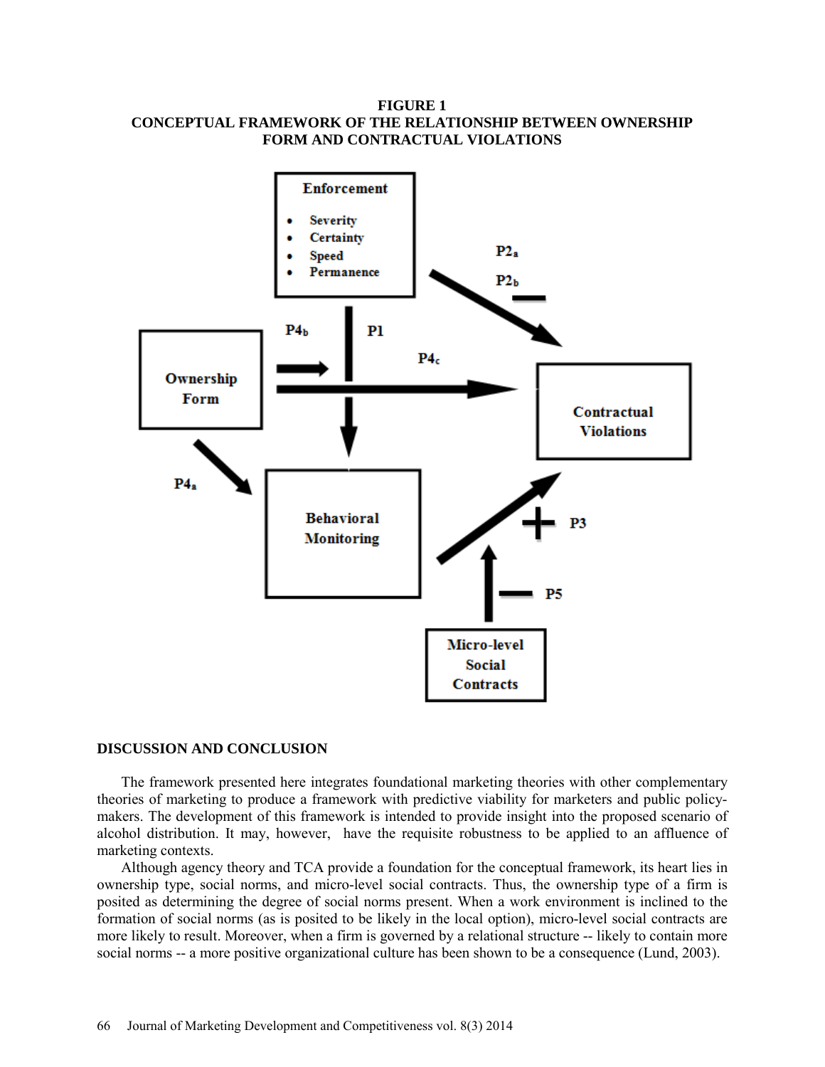**FIGURE 1**
**CONCEPTUAL FRAMEWORK OF THE RELATIONSHIP BETWEEN OWNERSHIP FORM AND CONTRACTUAL VIOLATIONS**

## DISCUSSION AND CONCLUSION

The framework presented here integrates foundational marketing theories with other complementary theories of marketing to produce a framework with predictive viability for marketers and public policy-makers. The development of this framework is intended to provide insight into the proposed scenario of alcohol distribution. It may, however, have the requisite robustness to be applied to an affluence of marketing contexts.

Although agency theory and TCA provide a foundation for the conceptual framework, its heart lies in ownership type, social norms, and micro-level social contracts. Thus, the ownership type of a firm is posited as determining the degree of social norms present. When a work environment is inclined to the formation of social norms (as is posited to be likely in the local option), micro-level social contracts are more likely to result. Moreover, when a firm is governed by a relational structure -- likely to contain more social norms -- a more positive organizational culture has been shown to be a consequence (Lund, 2003).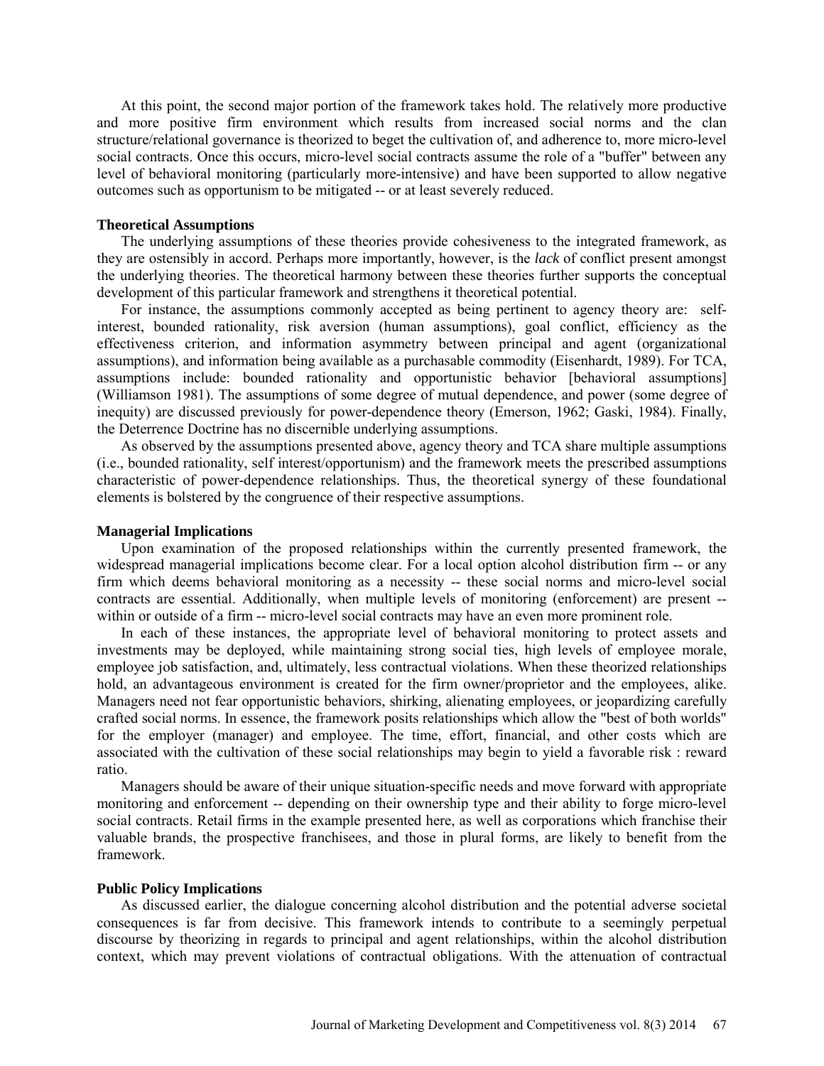At this point, the second major portion of the framework takes hold. The relatively more productive and more positive firm environment which results from increased social norms and the clan structure/relational governance is theorized to beget the cultivation of, and adherence to, more micro-level social contracts. Once this occurs, micro-level social contracts assume the role of a "buffer" between any level of behavioral monitoring (particularly more-intensive) and have been supported to allow negative outcomes such as opportunism to be mitigated -- or at least severely reduced.

**Theoretical Assumptions**

The underlying assumptions of these theories provide cohesiveness to the integrated framework, as they are ostensibly in accord. Perhaps more importantly, however, is the *lack* of conflict present amongst the underlying theories. The theoretical harmony between these theories further supports the conceptual development of this particular framework and strengthens it theoretical potential.

For instance, the assumptions commonly accepted as being pertinent to agency theory are: self-interest, bounded rationality, risk aversion (human assumptions), goal conflict, efficiency as the effectiveness criterion, and information asymmetry between principal and agent (organizational assumptions), and information being available as a purchasable commodity (Eisenhardt, 1989). For TCA, assumptions include: bounded rationality and opportunistic behavior [behavioral assumptions] (Williamson 1981). The assumptions of some degree of mutual dependence, and power (some degree of inequity) are discussed previously for power-dependence theory (Emerson, 1962; Gaski, 1984). Finally, the Deterrence Doctrine has no discernible underlying assumptions.

As observed by the assumptions presented above, agency theory and TCA share multiple assumptions (i.e., bounded rationality, self interest/opportunism) and the framework meets the prescribed assumptions characteristic of power-dependence relationships. Thus, the theoretical synergy of these foundational elements is bolstered by the congruence of their respective assumptions.

**Managerial Implications**

Upon examination of the proposed relationships within the currently presented framework, the widespread managerial implications become clear. For a local option alcohol distribution firm -- or any firm which deems behavioral monitoring as a necessity -- these social norms and micro-level social contracts are essential. Additionally, when multiple levels of monitoring (enforcement) are present -- within or outside of a firm -- micro-level social contracts may have an even more prominent role.

In each of these instances, the appropriate level of behavioral monitoring to protect assets and investments may be deployed, while maintaining strong social ties, high levels of employee morale, employee job satisfaction, and, ultimately, less contractual violations. When these theorized relationships hold, an advantageous environment is created for the firm owner/proprietor and the employees, alike. Managers need not fear opportunistic behaviors, shirking, alienating employees, or jeopardizing carefully crafted social norms. In essence, the framework posits relationships which allow the "best of both worlds" for the employer (manager) and employee. The time, effort, financial, and other costs which are associated with the cultivation of these social relationships may begin to yield a favorable risk : reward ratio.

Managers should be aware of their unique situation-specific needs and move forward with appropriate monitoring and enforcement -- depending on their ownership type and their ability to forge micro-level social contracts. Retail firms in the example presented here, as well as corporations which franchise their valuable brands, the prospective franchisees, and those in plural forms, are likely to benefit from the framework.

**Public Policy Implications**

As discussed earlier, the dialogue concerning alcohol distribution and the potential adverse societal consequences is far from decisive. This framework intends to contribute to a seemingly perpetual discourse by theorizing in regards to principal and agent relationships, within the alcohol distribution context, which may prevent violations of contractual obligations. With the attenuation of contractual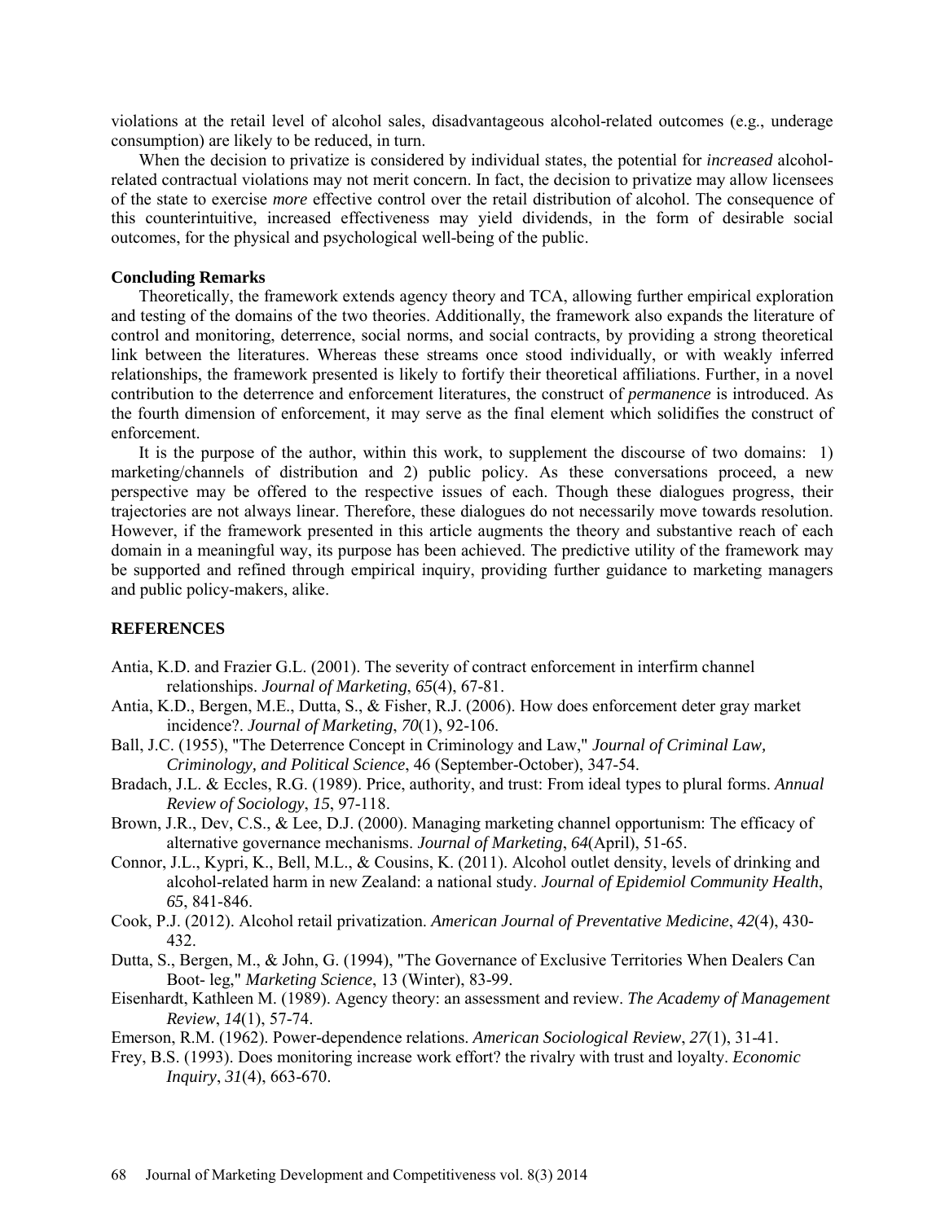violations at the retail level of alcohol sales, disadvantageous alcohol-related outcomes (e.g., underage consumption) are likely to be reduced, in turn.

When the decision to privatize is considered by individual states, the potential for *increased* alcohol-related contractual violations may not merit concern. In fact, the decision to privatize may allow licensees of the state to exercise *more* effective control over the retail distribution of alcohol. The consequence of this counterintuitive, increased effectiveness may yield dividends, in the form of desirable social outcomes, for the physical and psychological well-being of the public.

**Concluding Remarks**

Theoretically, the framework extends agency theory and TCA, allowing further empirical exploration and testing of the domains of the two theories. Additionally, the framework also expands the literature of control and monitoring, deterrence, social norms, and social contracts, by providing a strong theoretical link between the literatures. Whereas these streams once stood individually, or with weakly inferred relationships, the framework presented is likely to fortify their theoretical affiliations. Further, in a novel contribution to the deterrence and enforcement literatures, the construct of *permanence* is introduced. As the fourth dimension of enforcement, it may serve as the final element which solidifies the construct of enforcement.

It is the purpose of the author, within this work, to supplement the discourse of two domains: 1) marketing/channels of distribution and 2) public policy. As these conversations proceed, a new perspective may be offered to the respective issues of each. Though these dialogues progress, their trajectories are not always linear. Therefore, these dialogues do not necessarily move towards resolution. However, if the framework presented in this article augments the theory and substantive reach of each domain in a meaningful way, its purpose has been achieved. The predictive utility of the framework may be supported and refined through empirical inquiry, providing further guidance to marketing managers and public policy-makers, alike.

## REFERENCES

Antia, K.D. and Frazier G.L. (2001). The severity of contract enforcement in interfirm channel relationships. *Journal of Marketing*, *65*(4), 67-81.

Antia, K.D., Bergen, M.E., Dutta, S., & Fisher, R.J. (2006). How does enforcement deter gray market incidence?. *Journal of Marketing*, *70*(1), 92-106.

Ball, J.C. (1955), "The Deterrence Concept in Criminology and Law," *Journal of Criminal Law, Criminology, and Political Science*, 46 (September-October), 347-54.

Bradach, J.L. & Eccles, R.G. (1989). Price, authority, and trust: From ideal types to plural forms. *Annual Review of Sociology*, *15*, 97-118.

Brown, J.R., Dev, C.S., & Lee, D.J. (2000). Managing marketing channel opportunism: The efficacy of alternative governance mechanisms. *Journal of Marketing*, *64*(April), 51-65.

Connor, J.L., Kypri, K., Bell, M.L., & Cousins, K. (2011). Alcohol outlet density, levels of drinking and alcohol-related harm in new Zealand: a national study. *Journal of Epidemiol Community Health*, *65*, 841-846.

Cook, P.J. (2012). Alcohol retail privatization. *American Journal of Preventative Medicine*, *42*(4), 430-432.

Dutta, S., Bergen, M., & John, G. (1994), "The Governance of Exclusive Territories When Dealers Can Boot- leg," *Marketing Science*, 13 (Winter), 83-99.

Eisenhardt, Kathleen M. (1989). Agency theory: an assessment and review. *The Academy of Management Review*, *14*(1), 57-74.

Emerson, R.M. (1962). Power-dependence relations. *American Sociological Review*, *27*(1), 31-41.

Frey, B.S. (1993). Does monitoring increase work effort? the rivalry with trust and loyalty. *Economic Inquiry*, *31*(4), 663-670.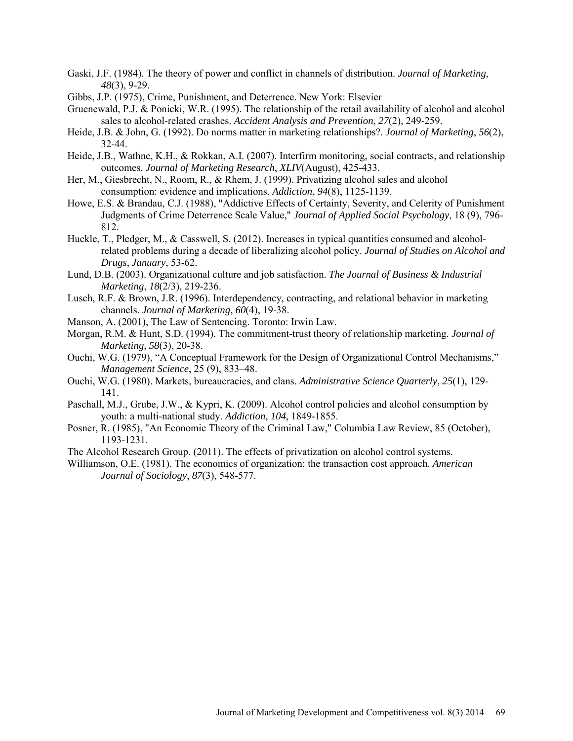Gaski, J.F. (1984). The theory of power and conflict in channels of distribution. *Journal of Marketing*, *48*(3), 9-29.

Gibbs, J.P. (1975), Crime, Punishment, and Deterrence. New York: Elsevier

Gruenewald, P.J. & Ponicki, W.R. (1995). The relationship of the retail availability of alcohol and alcohol sales to alcohol-related crashes. *Accident Analysis and Prevention*, *27*(2), 249-259.

Heide, J.B. & John, G. (1992). Do norms matter in marketing relationships?. *Journal of Marketing*, *56*(2), 32-44.

Heide, J.B., Wathne, K.H., & Rokkan, A.I. (2007). Interfirm monitoring, social contracts, and relationship outcomes. *Journal of Marketing Research*, *XLIV*(August), 425-433.

Her, M., Giesbrecht, N., Room, R., & Rhem, J. (1999). Privatizing alcohol sales and alcohol consumption: evidence and implications. *Addiction*, *94*(8), 1125-1139.

Howe, E.S. & Brandau, C.J. (1988), "Addictive Effects of Certainty, Severity, and Celerity of Punishment Judgments of Crime Deterrence Scale Value," *Journal of Applied Social Psychology*, 18 (9), 796-812.

Huckle, T., Pledger, M., & Casswell, S. (2012). Increases in typical quantities consumed and alcohol-related problems during a decade of liberalizing alcohol policy. *Journal of Studies on Alcohol and Drugs*, *January*, 53-62.

Lund, D.B. (2003). Organizational culture and job satisfaction. *The Journal of Business & Industrial Marketing*, *18*(2/3), 219-236.

Lusch, R.F. & Brown, J.R. (1996). Interdependency, contracting, and relational behavior in marketing channels. *Journal of Marketing*, *60*(4), 19-38.

Manson, A. (2001), The Law of Sentencing. Toronto: Irwin Law.

Morgan, R.M. & Hunt, S.D. (1994). The commitment-trust theory of relationship marketing. *Journal of Marketing*, *58*(3), 20-38.

Ouchi, W.G. (1979), "A Conceptual Framework for the Design of Organizational Control Mechanisms," *Management Science*, 25 (9), 833–48.

Ouchi, W.G. (1980). Markets, bureaucracies, and clans. *Administrative Science Quarterly*, *25*(1), 129-141.

Paschall, M.J., Grube, J.W., & Kypri, K. (2009). Alcohol control policies and alcohol consumption by youth: a multi-national study. *Addiction*, *104*, 1849-1855.

Posner, R. (1985), "An Economic Theory of the Criminal Law," Columbia Law Review, 85 (October), 1193-1231.

The Alcohol Research Group. (2011). The effects of privatization on alcohol control systems.

Williamson, O.E. (1981). The economics of organization: the transaction cost approach. *American Journal of Sociology*, *87*(3), 548-577.